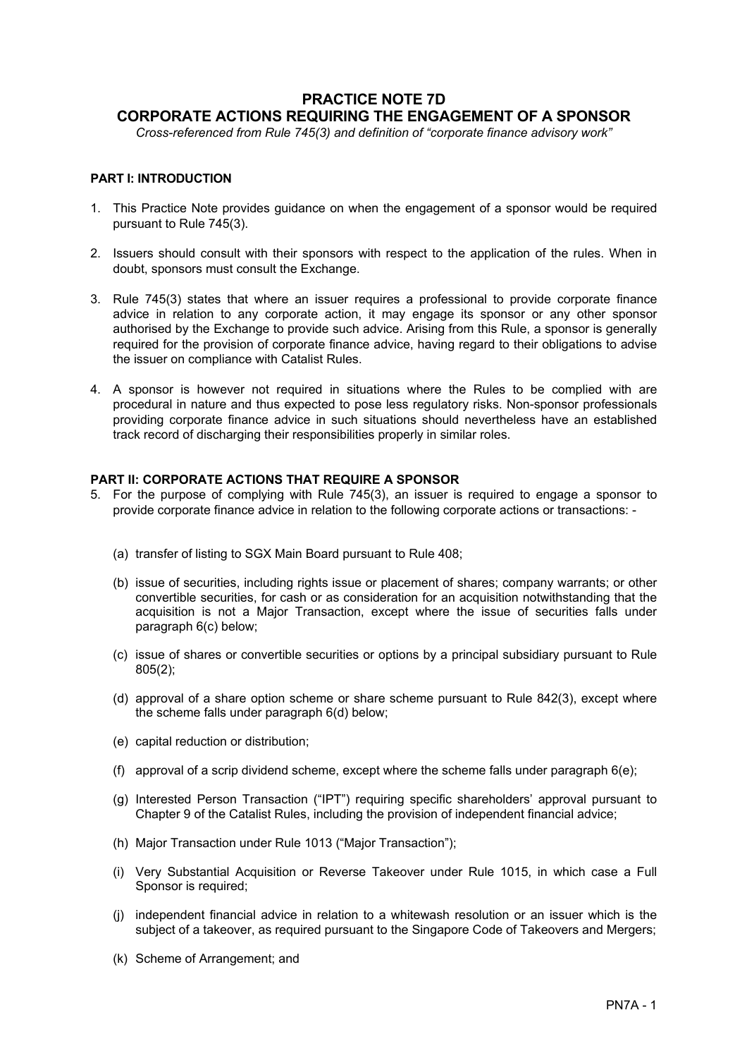# PRACTICE NOTE 7D
# CORPORATE ACTIONS REQUIRING THE ENGAGEMENT OF A SPONSOR

*Cross-referenced from Rule 745(3) and definition of "corporate finance advisory work"*

## PART I: INTRODUCTION

1. This Practice Note provides guidance on when the engagement of a sponsor would be required pursuant to Rule 745(3).

2. Issuers should consult with their sponsors with respect to the application of the rules. When in doubt, sponsors must consult the Exchange.

3. Rule 745(3) states that where an issuer requires a professional to provide corporate finance advice in relation to any corporate action, it may engage its sponsor or any other sponsor authorised by the Exchange to provide such advice. Arising from this Rule, a sponsor is generally required for the provision of corporate finance advice, having regard to their obligations to advise the issuer on compliance with Catalist Rules.

4. A sponsor is however not required in situations where the Rules to be complied with are procedural in nature and thus expected to pose less regulatory risks. Non-sponsor professionals providing corporate finance advice in such situations should nevertheless have an established track record of discharging their responsibilities properly in similar roles.

## PART II: CORPORATE ACTIONS THAT REQUIRE A SPONSOR

5. For the purpose of complying with Rule 745(3), an issuer is required to engage a sponsor to provide corporate finance advice in relation to the following corporate actions or transactions: -

   (a) transfer of listing to SGX Main Board pursuant to Rule 408;

   (b) issue of securities, including rights issue or placement of shares; company warrants; or other convertible securities, for cash or as consideration for an acquisition notwithstanding that the acquisition is not a Major Transaction, except where the issue of securities falls under paragraph 6(c) below;

   (c) issue of shares or convertible securities or options by a principal subsidiary pursuant to Rule 805(2);

   (d) approval of a share option scheme or share scheme pursuant to Rule 842(3), except where the scheme falls under paragraph 6(d) below;

   (e) capital reduction or distribution;

   (f) approval of a scrip dividend scheme, except where the scheme falls under paragraph 6(e);

   (g) Interested Person Transaction ("IPT") requiring specific shareholders' approval pursuant to Chapter 9 of the Catalist Rules, including the provision of independent financial advice;

   (h) Major Transaction under Rule 1013 ("Major Transaction");

   (i) Very Substantial Acquisition or Reverse Takeover under Rule 1015, in which case a Full Sponsor is required;

   (j) independent financial advice in relation to a whitewash resolution or an issuer which is the subject of a takeover, as required pursuant to the Singapore Code of Takeovers and Mergers;

   (k) Scheme of Arrangement; and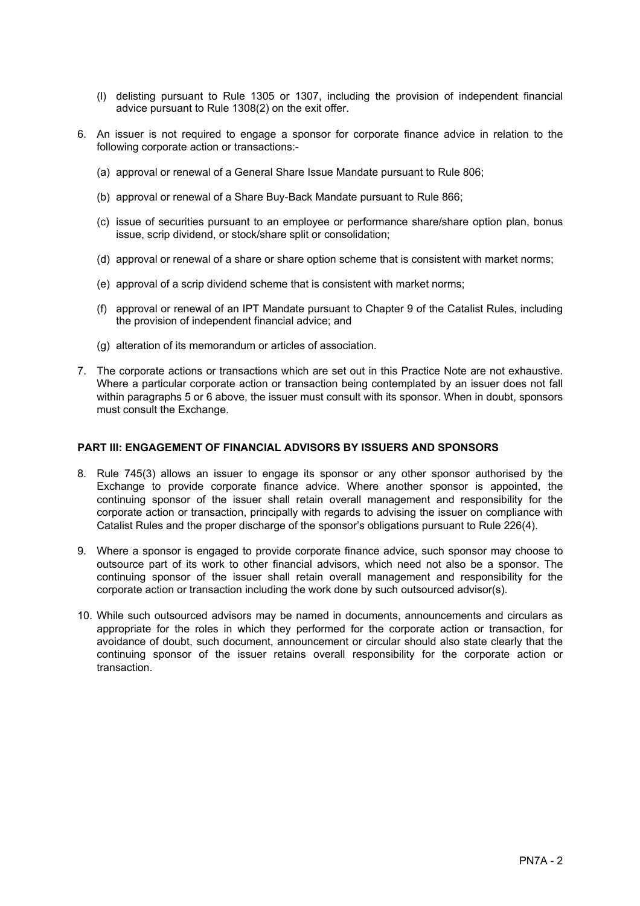(l) delisting pursuant to Rule 1305 or 1307, including the provision of independent financial advice pursuant to Rule 1308(2) on the exit offer.

6. An issuer is not required to engage a sponsor for corporate finance advice in relation to the following corporate action or transactions:-

   (a) approval or renewal of a General Share Issue Mandate pursuant to Rule 806;

   (b) approval or renewal of a Share Buy-Back Mandate pursuant to Rule 866;

   (c) issue of securities pursuant to an employee or performance share/share option plan, bonus issue, scrip dividend, or stock/share split or consolidation;

   (d) approval or renewal of a share or share option scheme that is consistent with market norms;

   (e) approval of a scrip dividend scheme that is consistent with market norms;

   (f) approval or renewal of an IPT Mandate pursuant to Chapter 9 of the Catalist Rules, including the provision of independent financial advice; and

   (g) alteration of its memorandum or articles of association.

7. The corporate actions or transactions which are set out in this Practice Note are not exhaustive. Where a particular corporate action or transaction being contemplated by an issuer does not fall within paragraphs 5 or 6 above, the issuer must consult with its sponsor. When in doubt, sponsors must consult the Exchange.

**PART III: ENGAGEMENT OF FINANCIAL ADVISORS BY ISSUERS AND SPONSORS**

8. Rule 745(3) allows an issuer to engage its sponsor or any other sponsor authorised by the Exchange to provide corporate finance advice. Where another sponsor is appointed, the continuing sponsor of the issuer shall retain overall management and responsibility for the corporate action or transaction, principally with regards to advising the issuer on compliance with Catalist Rules and the proper discharge of the sponsor's obligations pursuant to Rule 226(4).

9. Where a sponsor is engaged to provide corporate finance advice, such sponsor may choose to outsource part of its work to other financial advisors, which need not also be a sponsor. The continuing sponsor of the issuer shall retain overall management and responsibility for the corporate action or transaction including the work done by such outsourced advisor(s).

10. While such outsourced advisors may be named in documents, announcements and circulars as appropriate for the roles in which they performed for the corporate action or transaction, for avoidance of doubt, such document, announcement or circular should also state clearly that the continuing sponsor of the issuer retains overall responsibility for the corporate action or transaction.